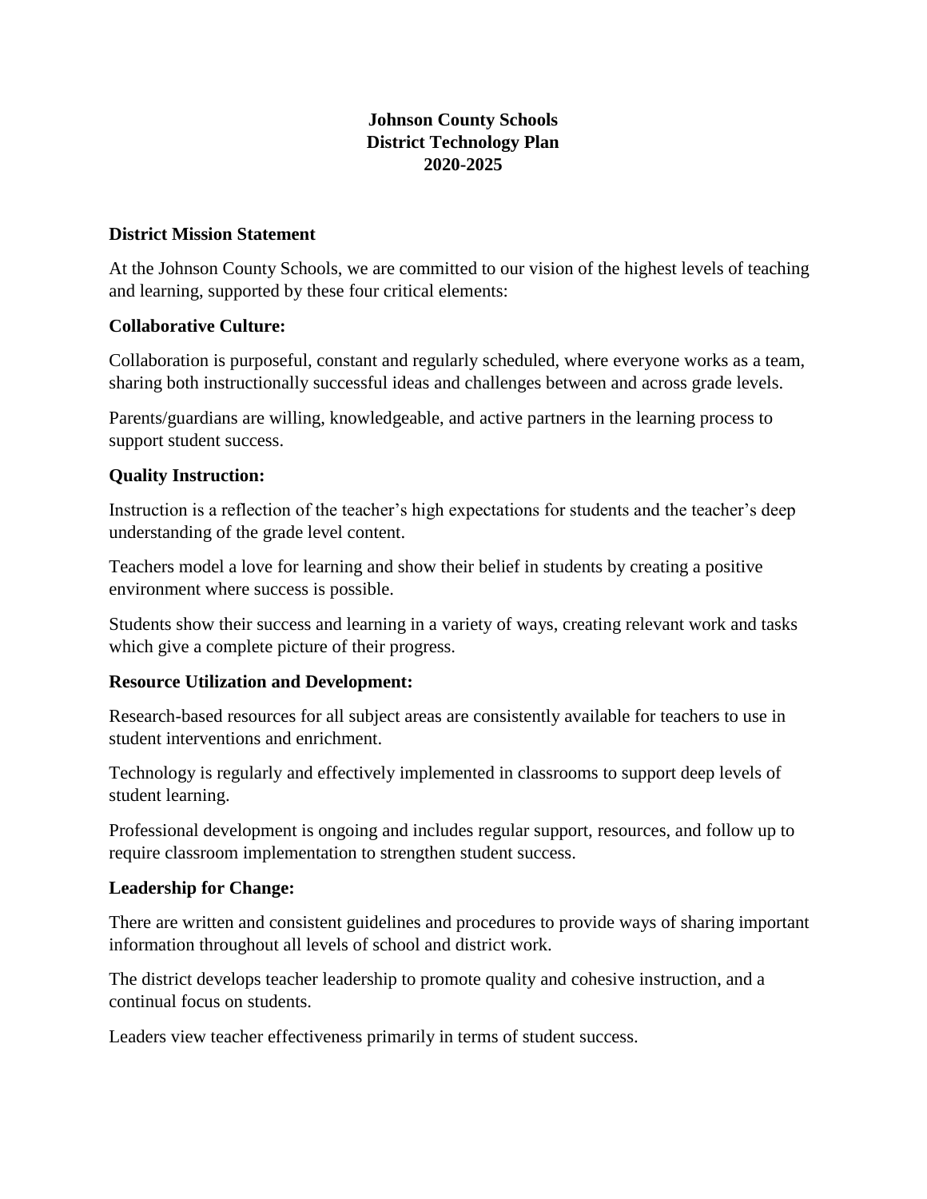# Johnson County Schools
# District Technology Plan
# 2020-2025

## District Mission Statement

At the Johnson County Schools, we are committed to our vision of the highest levels of teaching and learning, supported by these four critical elements:

### Collaborative Culture:

Collaboration is purposeful, constant and regularly scheduled, where everyone works as a team, sharing both instructionally successful ideas and challenges between and across grade levels.

Parents/guardians are willing, knowledgeable, and active partners in the learning process to support student success.

### Quality Instruction:

Instruction is a reflection of the teacher's high expectations for students and the teacher's deep understanding of the grade level content.

Teachers model a love for learning and show their belief in students by creating a positive environment where success is possible.

Students show their success and learning in a variety of ways, creating relevant work and tasks which give a complete picture of their progress.

### Resource Utilization and Development:

Research-based resources for all subject areas are consistently available for teachers to use in student interventions and enrichment.

Technology is regularly and effectively implemented in classrooms to support deep levels of student learning.

Professional development is ongoing and includes regular support, resources, and follow up to require classroom implementation to strengthen student success.

### Leadership for Change:

There are written and consistent guidelines and procedures to provide ways of sharing important information throughout all levels of school and district work.

The district develops teacher leadership to promote quality and cohesive instruction, and a continual focus on students.

Leaders view teacher effectiveness primarily in terms of student success.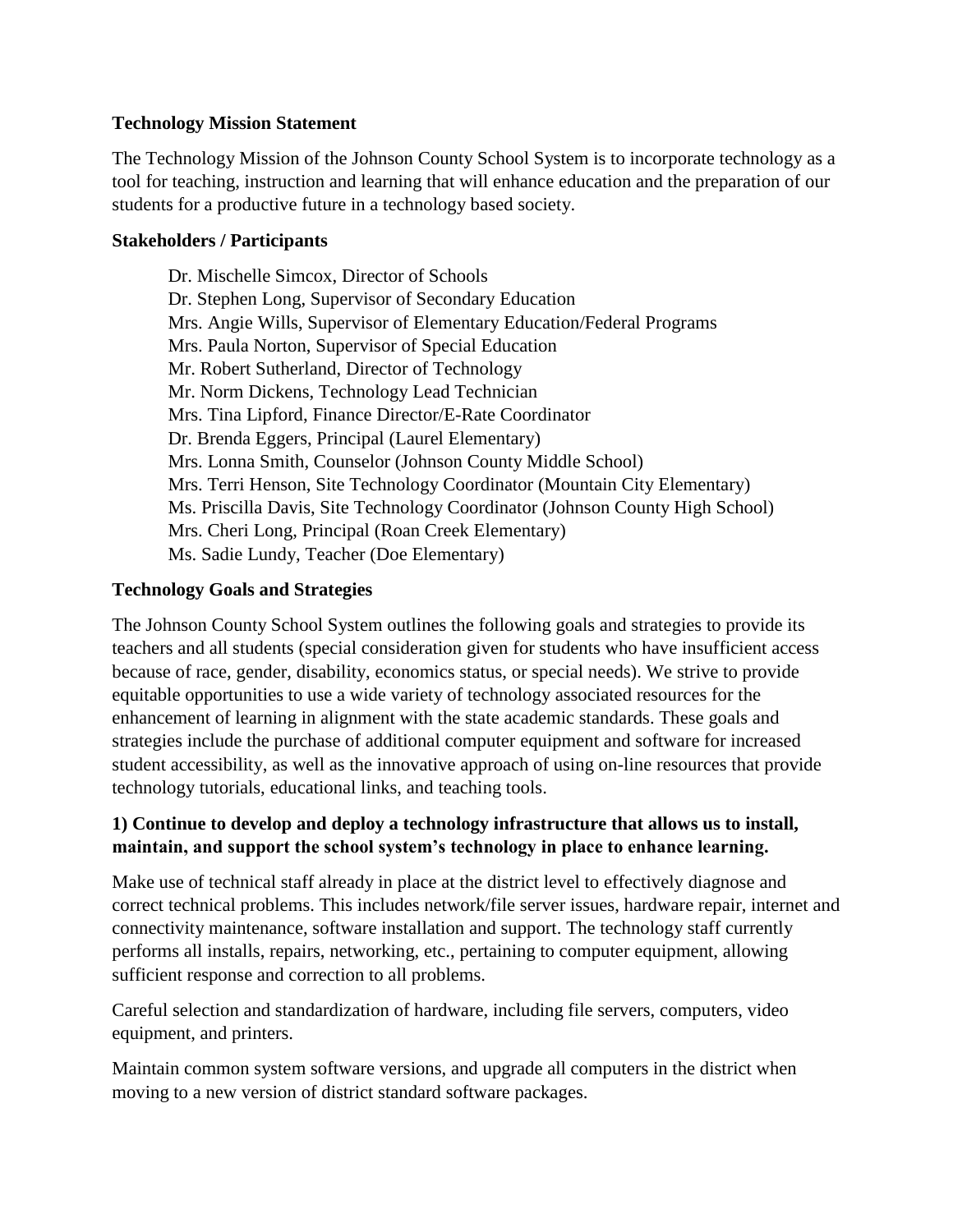**Technology Mission Statement**

The Technology Mission of the Johnson County School System is to incorporate technology as a tool for teaching, instruction and learning that will enhance education and the preparation of our students for a productive future in a technology based society.

**Stakeholders / Participants**

Dr. Mischelle Simcox, Director of Schools
Dr. Stephen Long, Supervisor of Secondary Education
Mrs. Angie Wills, Supervisor of Elementary Education/Federal Programs
Mrs. Paula Norton, Supervisor of Special Education
Mr. Robert Sutherland, Director of Technology
Mr. Norm Dickens, Technology Lead Technician
Mrs. Tina Lipford, Finance Director/E-Rate Coordinator
Dr. Brenda Eggers, Principal (Laurel Elementary)
Mrs. Lonna Smith, Counselor (Johnson County Middle School)
Mrs. Terri Henson, Site Technology Coordinator (Mountain City Elementary)
Ms. Priscilla Davis, Site Technology Coordinator (Johnson County High School)
Mrs. Cheri Long, Principal (Roan Creek Elementary)
Ms. Sadie Lundy, Teacher (Doe Elementary)

**Technology Goals and Strategies**

The Johnson County School System outlines the following goals and strategies to provide its teachers and all students (special consideration given for students who have insufficient access because of race, gender, disability, economics status, or special needs). We strive to provide equitable opportunities to use a wide variety of technology associated resources for the enhancement of learning in alignment with the state academic standards. These goals and strategies include the purchase of additional computer equipment and software for increased student accessibility, as well as the innovative approach of using on-line resources that provide technology tutorials, educational links, and teaching tools.

**1) Continue to develop and deploy a technology infrastructure that allows us to install, maintain, and support the school system's technology in place to enhance learning.**

Make use of technical staff already in place at the district level to effectively diagnose and correct technical problems. This includes network/file server issues, hardware repair, internet and connectivity maintenance, software installation and support. The technology staff currently performs all installs, repairs, networking, etc., pertaining to computer equipment, allowing sufficient response and correction to all problems.

Careful selection and standardization of hardware, including file servers, computers, video equipment, and printers.

Maintain common system software versions, and upgrade all computers in the district when moving to a new version of district standard software packages.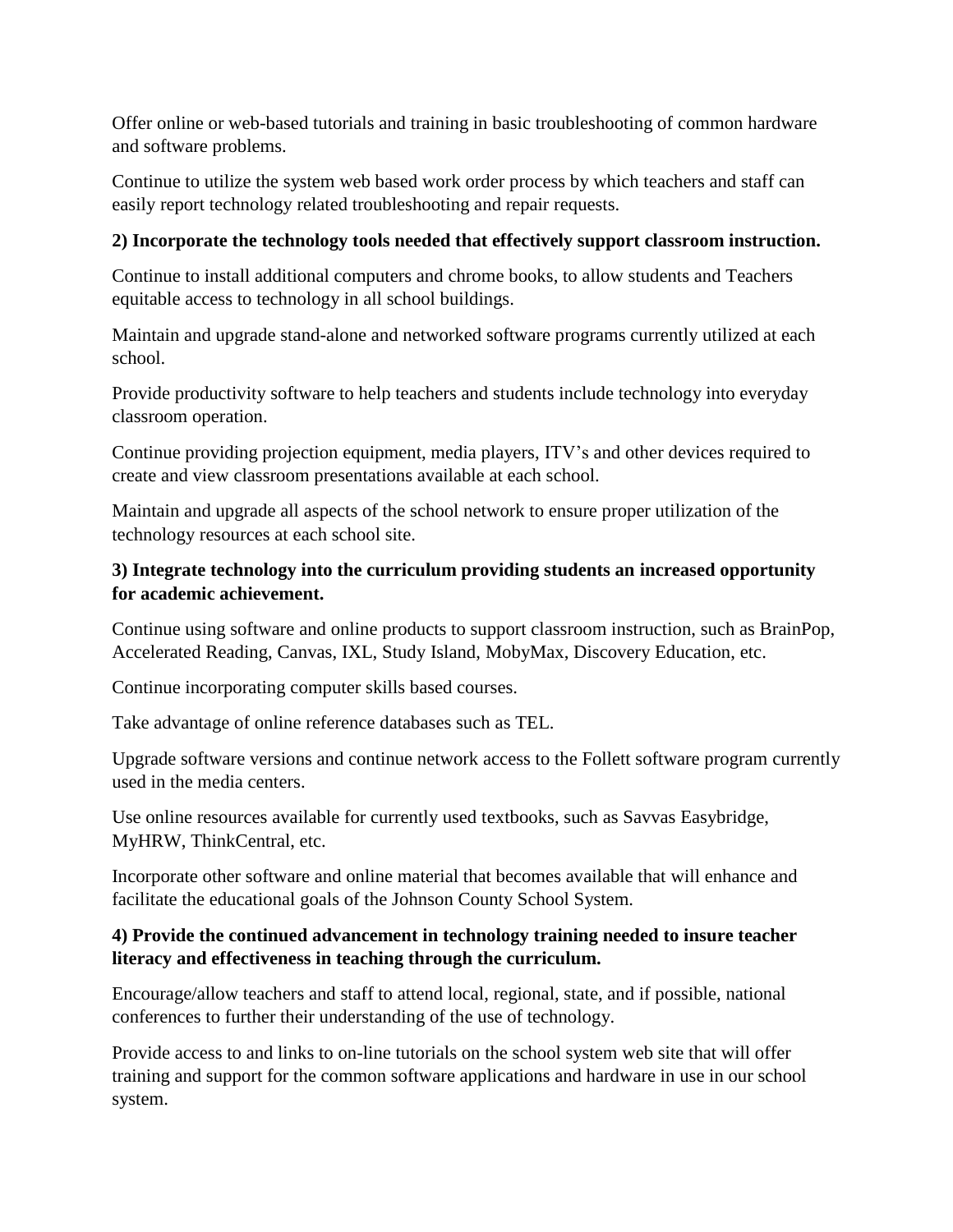Offer online or web-based tutorials and training in basic troubleshooting of common hardware and software problems.

Continue to utilize the system web based work order process by which teachers and staff can easily report technology related troubleshooting and repair requests.

**2) Incorporate the technology tools needed that effectively support classroom instruction.**

Continue to install additional computers and chrome books, to allow students and Teachers equitable access to technology in all school buildings.

Maintain and upgrade stand-alone and networked software programs currently utilized at each school.

Provide productivity software to help teachers and students include technology into everyday classroom operation.

Continue providing projection equipment, media players, ITV's and other devices required to create and view classroom presentations available at each school.

Maintain and upgrade all aspects of the school network to ensure proper utilization of the technology resources at each school site.

**3) Integrate technology into the curriculum providing students an increased opportunity for academic achievement.**

Continue using software and online products to support classroom instruction, such as BrainPop, Accelerated Reading, Canvas, IXL, Study Island, MobyMax, Discovery Education, etc.

Continue incorporating computer skills based courses.

Take advantage of online reference databases such as TEL.

Upgrade software versions and continue network access to the Follett software program currently used in the media centers.

Use online resources available for currently used textbooks, such as Savvas Easybridge, MyHRW, ThinkCentral, etc.

Incorporate other software and online material that becomes available that will enhance and facilitate the educational goals of the Johnson County School System.

**4) Provide the continued advancement in technology training needed to insure teacher literacy and effectiveness in teaching through the curriculum.**

Encourage/allow teachers and staff to attend local, regional, state, and if possible, national conferences to further their understanding of the use of technology.

Provide access to and links to on-line tutorials on the school system web site that will offer training and support for the common software applications and hardware in use in our school system.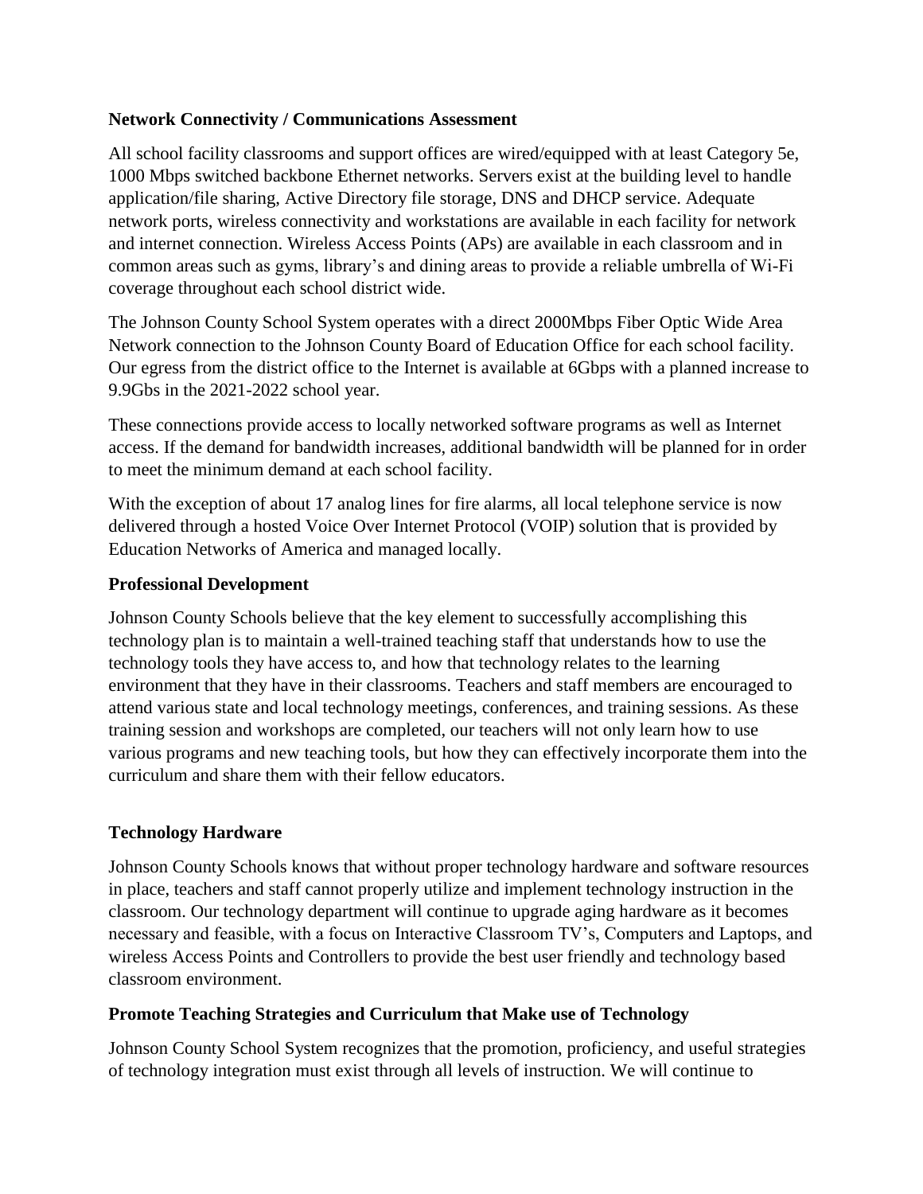**Network Connectivity / Communications Assessment**

All school facility classrooms and support offices are wired/equipped with at least Category 5e, 1000 Mbps switched backbone Ethernet networks. Servers exist at the building level to handle application/file sharing, Active Directory file storage, DNS and DHCP service. Adequate network ports, wireless connectivity and workstations are available in each facility for network and internet connection. Wireless Access Points (APs) are available in each classroom and in common areas such as gyms, library's and dining areas to provide a reliable umbrella of Wi-Fi coverage throughout each school district wide.

The Johnson County School System operates with a direct 2000Mbps Fiber Optic Wide Area Network connection to the Johnson County Board of Education Office for each school facility. Our egress from the district office to the Internet is available at 6Gbps with a planned increase to 9.9Gbs in the 2021-2022 school year.

These connections provide access to locally networked software programs as well as Internet access. If the demand for bandwidth increases, additional bandwidth will be planned for in order to meet the minimum demand at each school facility.

With the exception of about 17 analog lines for fire alarms, all local telephone service is now delivered through a hosted Voice Over Internet Protocol (VOIP) solution that is provided by Education Networks of America and managed locally.

**Professional Development**

Johnson County Schools believe that the key element to successfully accomplishing this technology plan is to maintain a well-trained teaching staff that understands how to use the technology tools they have access to, and how that technology relates to the learning environment that they have in their classrooms. Teachers and staff members are encouraged to attend various state and local technology meetings, conferences, and training sessions. As these training session and workshops are completed, our teachers will not only learn how to use various programs and new teaching tools, but how they can effectively incorporate them into the curriculum and share them with their fellow educators.

**Technology Hardware**

Johnson County Schools knows that without proper technology hardware and software resources in place, teachers and staff cannot properly utilize and implement technology instruction in the classroom. Our technology department will continue to upgrade aging hardware as it becomes necessary and feasible, with a focus on Interactive Classroom TV's, Computers and Laptops, and wireless Access Points and Controllers to provide the best user friendly and technology based classroom environment.

**Promote Teaching Strategies and Curriculum that Make use of Technology**

Johnson County School System recognizes that the promotion, proficiency, and useful strategies of technology integration must exist through all levels of instruction. We will continue to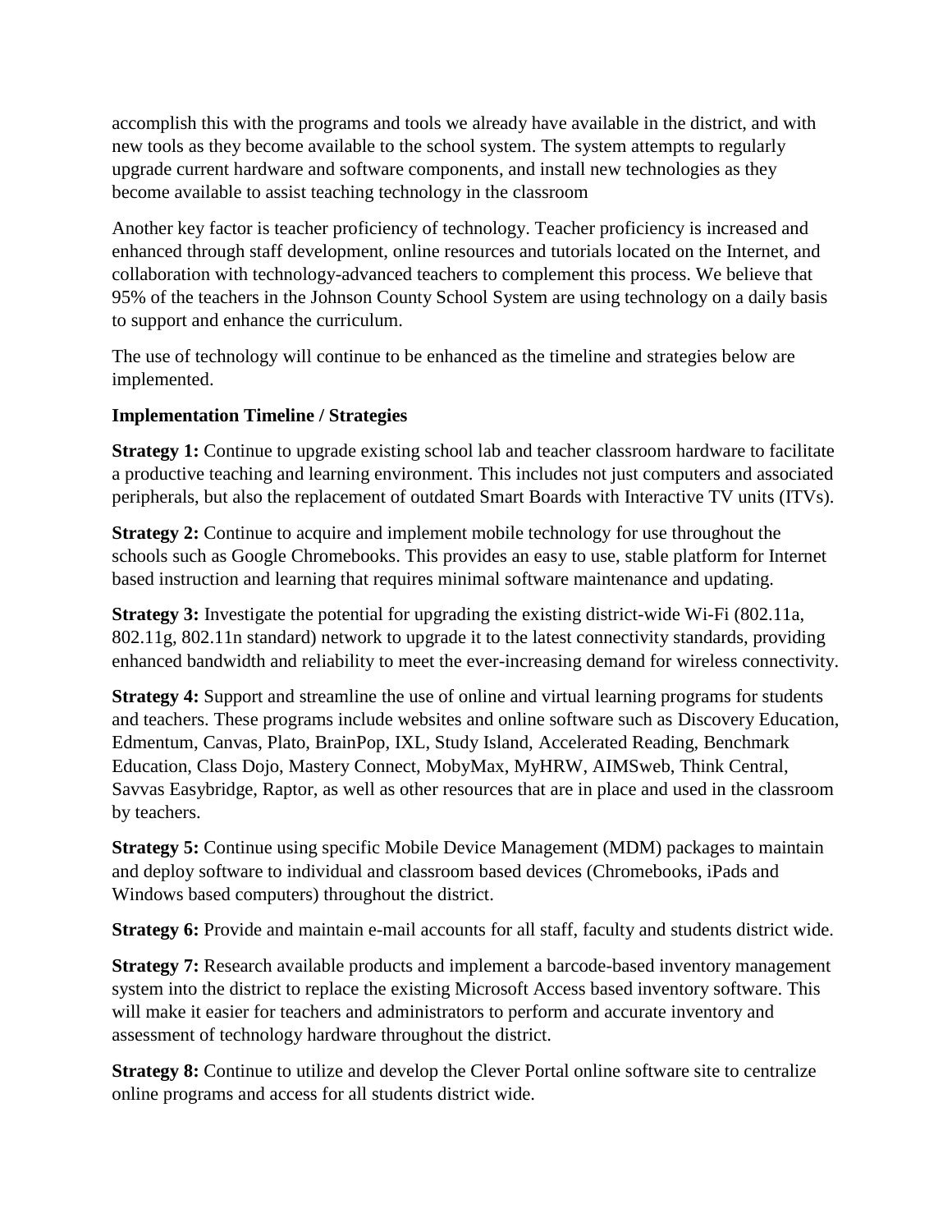accomplish this with the programs and tools we already have available in the district, and with new tools as they become available to the school system. The system attempts to regularly upgrade current hardware and software components, and install new technologies as they become available to assist teaching technology in the classroom

Another key factor is teacher proficiency of technology. Teacher proficiency is increased and enhanced through staff development, online resources and tutorials located on the Internet, and collaboration with technology-advanced teachers to complement this process. We believe that 95% of the teachers in the Johnson County School System are using technology on a daily basis to support and enhance the curriculum.

The use of technology will continue to be enhanced as the timeline and strategies below are implemented.

**Implementation Timeline / Strategies**

**Strategy 1:** Continue to upgrade existing school lab and teacher classroom hardware to facilitate a productive teaching and learning environment. This includes not just computers and associated peripherals, but also the replacement of outdated Smart Boards with Interactive TV units (ITVs).

**Strategy 2:** Continue to acquire and implement mobile technology for use throughout the schools such as Google Chromebooks. This provides an easy to use, stable platform for Internet based instruction and learning that requires minimal software maintenance and updating.

**Strategy 3:** Investigate the potential for upgrading the existing district-wide Wi-Fi (802.11a, 802.11g, 802.11n standard) network to upgrade it to the latest connectivity standards, providing enhanced bandwidth and reliability to meet the ever-increasing demand for wireless connectivity.

**Strategy 4:** Support and streamline the use of online and virtual learning programs for students and teachers. These programs include websites and online software such as Discovery Education, Edmentum, Canvas, Plato, BrainPop, IXL, Study Island, Accelerated Reading, Benchmark Education, Class Dojo, Mastery Connect, MobyMax, MyHRW, AIMSweb, Think Central, Savvas Easybridge, Raptor, as well as other resources that are in place and used in the classroom by teachers.

**Strategy 5:** Continue using specific Mobile Device Management (MDM) packages to maintain and deploy software to individual and classroom based devices (Chromebooks, iPads and Windows based computers) throughout the district.

**Strategy 6:** Provide and maintain e-mail accounts for all staff, faculty and students district wide.

**Strategy 7:** Research available products and implement a barcode-based inventory management system into the district to replace the existing Microsoft Access based inventory software. This will make it easier for teachers and administrators to perform and accurate inventory and assessment of technology hardware throughout the district.

**Strategy 8:** Continue to utilize and develop the Clever Portal online software site to centralize online programs and access for all students district wide.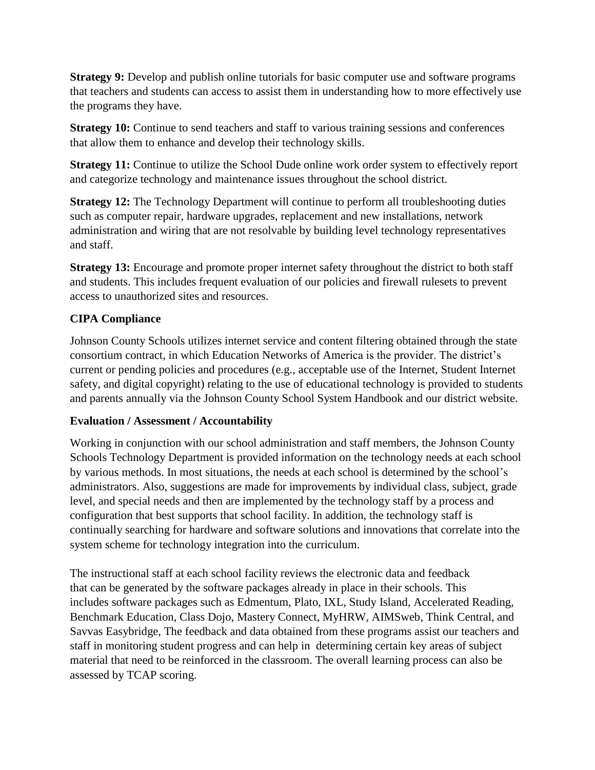**Strategy 9:** Develop and publish online tutorials for basic computer use and software programs that teachers and students can access to assist them in understanding how to more effectively use the programs they have.

**Strategy 10:** Continue to send teachers and staff to various training sessions and conferences that allow them to enhance and develop their technology skills.

**Strategy 11:** Continue to utilize the School Dude online work order system to effectively report and categorize technology and maintenance issues throughout the school district.

**Strategy 12:** The Technology Department will continue to perform all troubleshooting duties such as computer repair, hardware upgrades, replacement and new installations, network administration and wiring that are not resolvable by building level technology representatives and staff.

**Strategy 13:** Encourage and promote proper internet safety throughout the district to both staff and students. This includes frequent evaluation of our policies and firewall rulesets to prevent access to unauthorized sites and resources.

**CIPA Compliance**

Johnson County Schools utilizes internet service and content filtering obtained through the state consortium contract, in which Education Networks of America is the provider. The district's current or pending policies and procedures (e.g., acceptable use of the Internet, Student Internet safety, and digital copyright) relating to the use of educational technology is provided to students and parents annually via the Johnson County School System Handbook and our district website.

**Evaluation / Assessment / Accountability**

Working in conjunction with our school administration and staff members, the Johnson County Schools Technology Department is provided information on the technology needs at each school by various methods. In most situations, the needs at each school is determined by the school's administrators. Also, suggestions are made for improvements by individual class, subject, grade level, and special needs and then are implemented by the technology staff by a process and configuration that best supports that school facility. In addition, the technology staff is continually searching for hardware and software solutions and innovations that correlate into the system scheme for technology integration into the curriculum.

The instructional staff at each school facility reviews the electronic data and feedback that can be generated by the software packages already in place in their schools. This includes software packages such as Edmentum, Plato, IXL, Study Island, Accelerated Reading, Benchmark Education, Class Dojo, Mastery Connect, MyHRW, AIMSweb, Think Central, and Savvas Easybridge, The feedback and data obtained from these programs assist our teachers and staff in monitoring student progress and can help in determining certain key areas of subject material that need to be reinforced in the classroom. The overall learning process can also be assessed by TCAP scoring.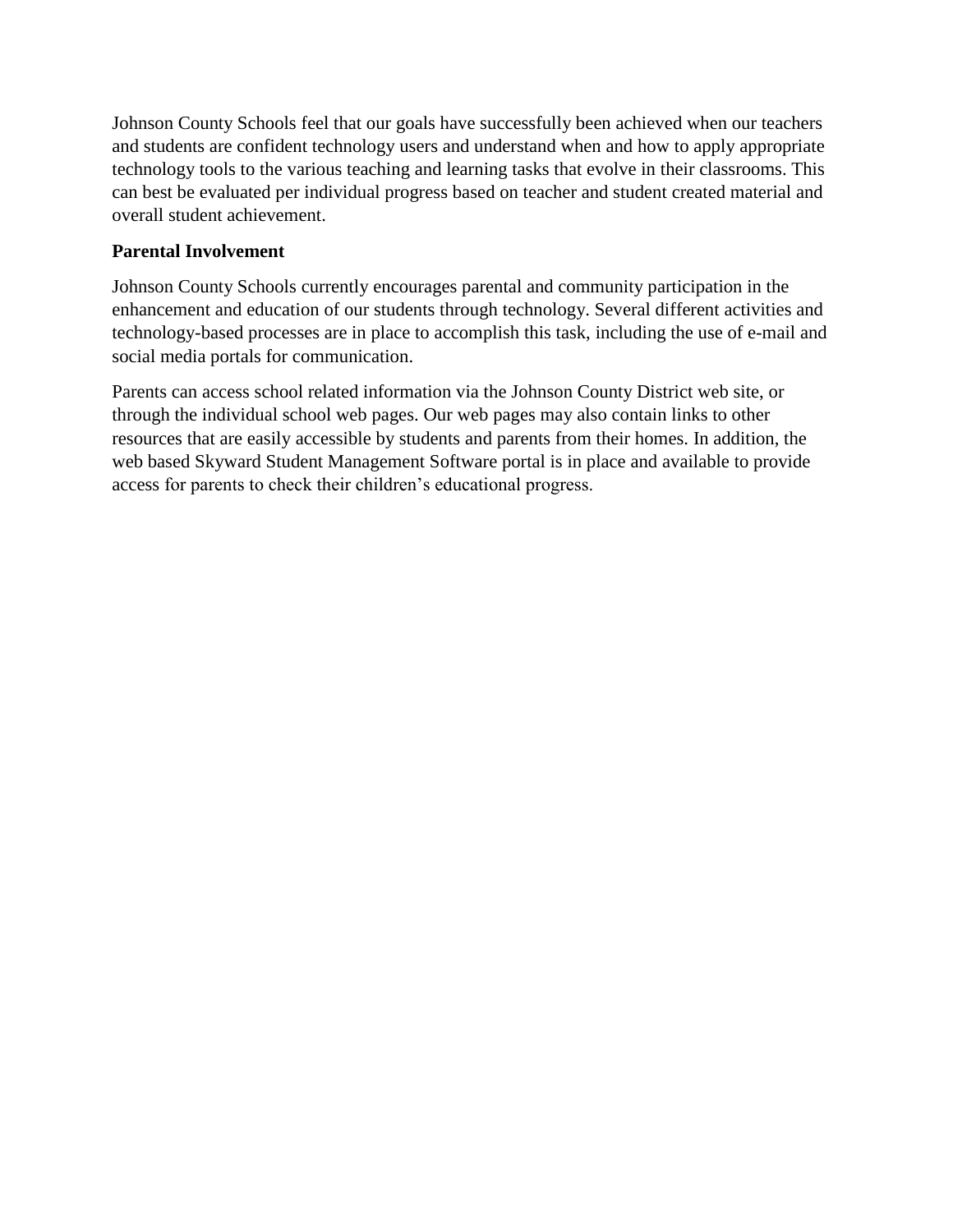Johnson County Schools feel that our goals have successfully been achieved when our teachers and students are confident technology users and understand when and how to apply appropriate technology tools to the various teaching and learning tasks that evolve in their classrooms. This can best be evaluated per individual progress based on teacher and student created material and overall student achievement.

**Parental Involvement**

Johnson County Schools currently encourages parental and community participation in the enhancement and education of our students through technology. Several different activities and technology-based processes are in place to accomplish this task, including the use of e-mail and social media portals for communication.

Parents can access school related information via the Johnson County District web site, or through the individual school web pages. Our web pages may also contain links to other resources that are easily accessible by students and parents from their homes. In addition, the web based Skyward Student Management Software portal is in place and available to provide access for parents to check their children's educational progress.